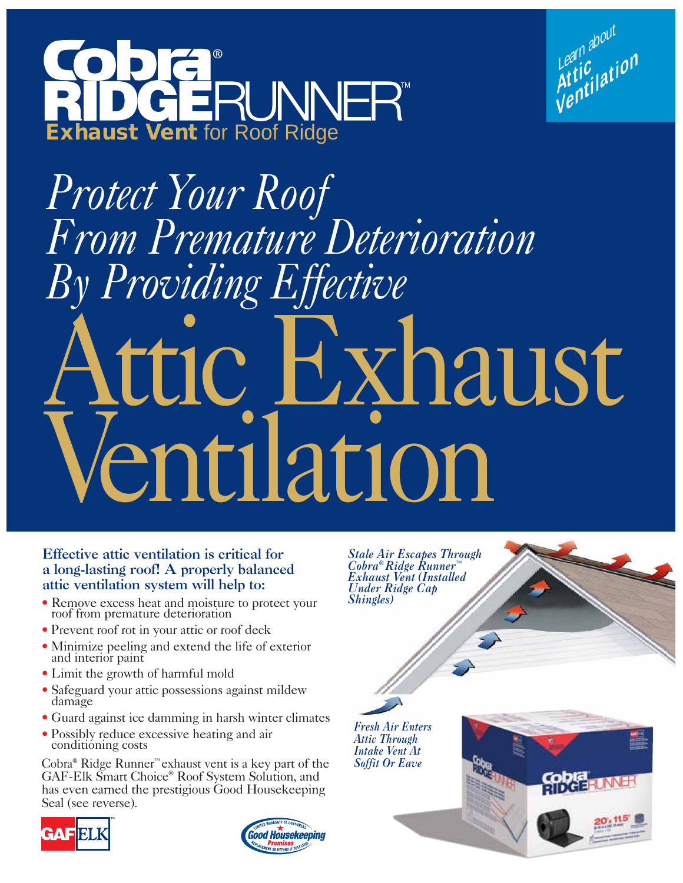# Cobra® RIDGERUNNER™

**Exhaust Vent** for Roof Ridge

*Learn about* ***Attic Ventilation***

# *Protect Your Roof From Premature Deterioration By Providing Effective*

# Attic Exhaust Ventilation

**Effective attic ventilation is critical for a long-lasting roof! A properly balanced attic ventilation system will help to:**

- Remove excess heat and moisture to protect your roof from premature deterioration
- Prevent roof rot in your attic or roof deck
- Minimize peeling and extend the life of exterior and interior paint
- Limit the growth of harmful mold
- Safeguard your attic possessions against mildew damage
- Guard against ice damming in harsh winter climates
- Possibly reduce excessive heating and air conditioning costs

Cobra® Ridge Runner™ exhaust vent is a key part of the GAF-Elk Smart Choice® Roof System Solution, and has even earned the prestigious Good Housekeeping Seal (see reverse).

*Stale Air Escapes Through Cobra® Ridge Runner™ Exhaust Vent (Installed Under Ridge Cap Shingles)*

*Fresh Air Enters Attic Through Intake Vent At Soffit Or Eave*

GAF ELK™

Good Housekeeping Promises — Limited Warranty to Consumers — Replacement or Refund if Defective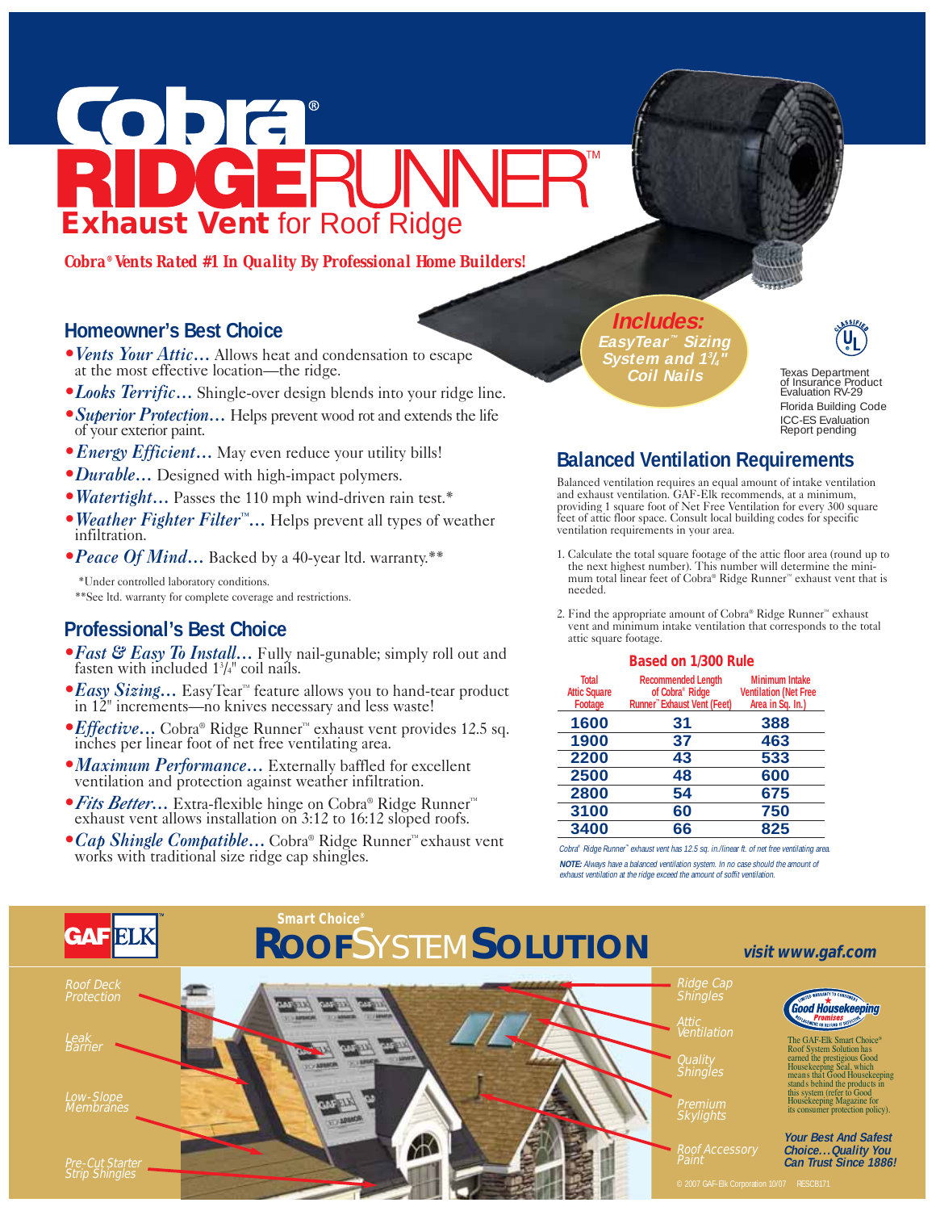# Cobra® RIDGERUNNER™

## Exhaust Vent for Roof Ridge

***Cobra® Vents Rated #1 In Quality By Professional Home Builders!***

**Includes:** *EasyTear™ Sizing System and 1¾" Coil Nails*

Texas Department of Insurance Product Evaluation RV-29

Florida Building Code

ICC-ES Evaluation Report pending

## Homeowner's Best Choice

- ***Vents Your Attic…*** Allows heat and condensation to escape at the most effective location—the ridge.
- ***Looks Terrific…*** Shingle-over design blends into your ridge line.
- ***Superior Protection…*** Helps prevent wood rot and extends the life of your exterior paint.
- ***Energy Efficient…*** May even reduce your utility bills!
- ***Durable…*** Designed with high-impact polymers.
- ***Watertight…*** Passes the 110 mph wind-driven rain test.*
- ***Weather Fighter Filter™…*** Helps prevent all types of weather infiltration.
- ***Peace Of Mind…*** Backed by a 40-year ltd. warranty.**

*Under controlled laboratory conditions.

**See ltd. warranty for complete coverage and restrictions.

## Professional's Best Choice

- ***Fast & Easy To Install…*** Fully nail-gunable; simply roll out and fasten with included 1¾" coil nails.
- ***Easy Sizing…*** EasyTear™ feature allows you to hand-tear product in 12" increments—no knives necessary and less waste!
- ***Effective…*** Cobra® Ridge Runner™ exhaust vent provides 12.5 sq. inches per linear foot of net free ventilating area.
- ***Maximum Performance…*** Externally baffled for excellent ventilation and protection against weather infiltration.
- ***Fits Better…*** Extra-flexible hinge on Cobra® Ridge Runner™ exhaust vent allows installation on 3:12 to 16:12 sloped roofs.
- ***Cap Shingle Compatible…*** Cobra® Ridge Runner™ exhaust vent works with traditional size ridge cap shingles.

## Balanced Ventilation Requirements

Balanced ventilation requires an equal amount of intake ventilation and exhaust ventilation. GAF-Elk recommends, at a minimum, providing 1 square foot of Net Free Ventilation for every 300 square feet of attic floor space. Consult local building codes for specific ventilation requirements in your area.

1. Calculate the total square footage of the attic floor area (round up to the next highest number). This number will determine the minimum total linear feet of Cobra® Ridge Runner™ exhaust vent that is needed.
2. Find the appropriate amount of Cobra® Ridge Runner™ exhaust vent and minimum intake ventilation that corresponds to the total attic square footage.

**Based on 1/300 Rule**

| Total Attic Square Footage | Recommended Length of Cobra® Ridge Runner™ Exhaust Vent (Feet) | Minimum Intake Ventilation (Net Free Area in Sq. In.) |
|---|---|---|
| 1600 | 31 | 388 |
| 1900 | 37 | 463 |
| 2200 | 43 | 533 |
| 2500 | 48 | 600 |
| 2800 | 54 | 675 |
| 3100 | 60 | 750 |
| 3400 | 66 | 825 |

*Cobra® Ridge Runner™ exhaust vent has 12.5 sq. in./linear ft. of net free ventilating area.*

***NOTE:*** *Always have a balanced ventilation system. In no case should the amount of exhaust ventilation at the ridge exceed the amount of soffit ventilation.*

## GAF ELK Smart Choice® ROOF SYSTEM SOLUTION

***visit www.gaf.com***

Roof Deck Protection

Leak Barrier

Low-Slope Membranes

Pre-Cut Starter Strip Shingles

Ridge Cap Shingles

Attic Ventilation

Quality Shingles

Premium Skylights

Roof Accessory Paint

The GAF-Elk Smart Choice® Roof System Solution has earned the prestigious Good Housekeeping Seal, which means that Good Housekeeping stands behind the products in this system (refer to Good Housekeeping Magazine for its consumer protection policy).

***Your Best And Safest Choice…Quality You Can Trust Since 1886!***

© 2007 GAF-Elk Corporation 10/07 RESCB171